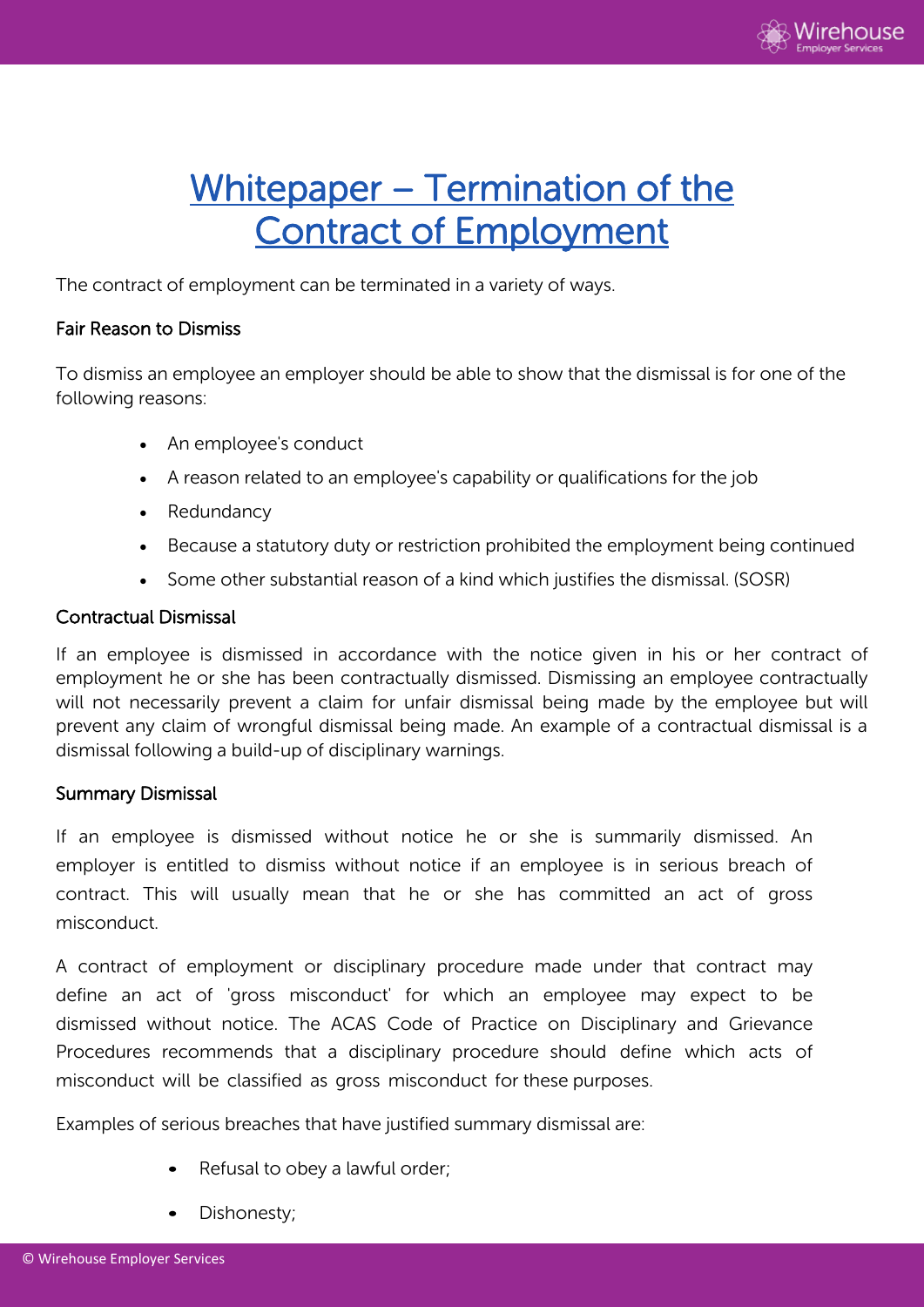# Whitepaper – Termination of the Contract of Employment

The contract of employment can be terminated in a variety of ways.

## Fair Reason to Dismiss

To dismiss an employee an employer should be able to show that the dismissal is for one of the following reasons:

- An employee's conduct
- A reason related to an employee's capability or qualifications for the job
- Redundancy
- Because a statutory duty or restriction prohibited the employment being continued
- Some other substantial reason of a kind which justifies the dismissal. (SOSR)

## Contractual Dismissal

If an employee is dismissed in accordance with the notice given in his or her contract of employment he or she has been contractually dismissed. Dismissing an employee contractually will not necessarily prevent a claim for unfair dismissal being made by the employee but will prevent any claim of wrongful dismissal being made. An example of a contractual dismissal is a dismissal following a build-up of disciplinary warnings.

## Summary Dismissal

If an employee is dismissed without notice he or she is summarily dismissed. An employer is entitled to dismiss without notice if an employee is in serious breach of contract. This will usually mean that he or she has committed an act of gross misconduct.

A contract of employment or disciplinary procedure made under that contract may define an act of 'gross misconduct' for which an employee may expect to be dismissed without notice. The ACAS Code of Practice on Disciplinary and Grievance Procedures recommends that a disciplinary procedure should define which acts of misconduct will be classified as gross misconduct for these purposes.

Examples of serious breaches that have justified summary dismissal are:

- Refusal to obey a lawful order;
- Dishonesty;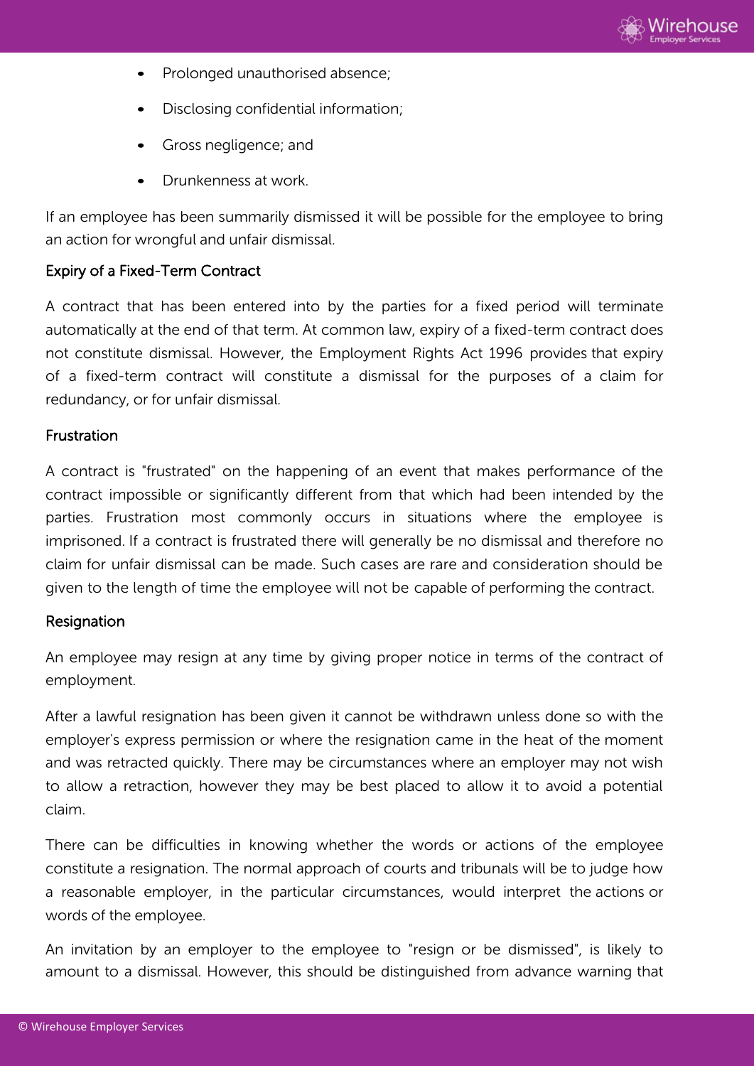- Prolonged unauthorised absence;
- Disclosing confidential information;
- Gross negligence; and
- Drunkenness at work.

If an employee has been summarily dismissed it will be possible for the employee to bring an action for wrongful and unfair dismissal.

### Expiry of a Fixed-Term Contract

A contract that has been entered into by the parties for a fixed period will terminate automatically at the end of that term. At common law, expiry of a fixed-term contract does not constitute dismissal. However, the Employment Rights Act 1996 provides that expiry of a fixed-term contract will constitute a dismissal for the purposes of a claim for redundancy, or for unfair dismissal.

### Frustration

A contract is "frustrated" on the happening of an event that makes performance of the contract impossible or significantly different from that which had been intended by the parties. Frustration most commonly occurs in situations where the employee is imprisoned. If a contract is frustrated there will generally be no dismissal and therefore no claim for unfair dismissal can be made. Such cases are rare and consideration should be given to the length of time the employee will not be capable of performing the contract.

### Resignation

An employee may resign at any time by giving proper notice in terms of the contract of employment.

After a lawful resignation has been given it cannot be withdrawn unless done so with the employer's express permission or where the resignation came in the heat of the moment and was retracted quickly. There may be circumstances where an employer may not wish to allow a retraction, however they may be best placed to allow it to avoid a potential claim.

There can be difficulties in knowing whether the words or actions of the employee constitute a resignation. The normal approach of courts and tribunals will be to judge how a reasonable employer, in the particular circumstances, would interpret the actions or words of the employee.

An invitation by an employer to the employee to "resign or be dismissed", is likely to amount to a dismissal. However, this should be distinguished from advance warning that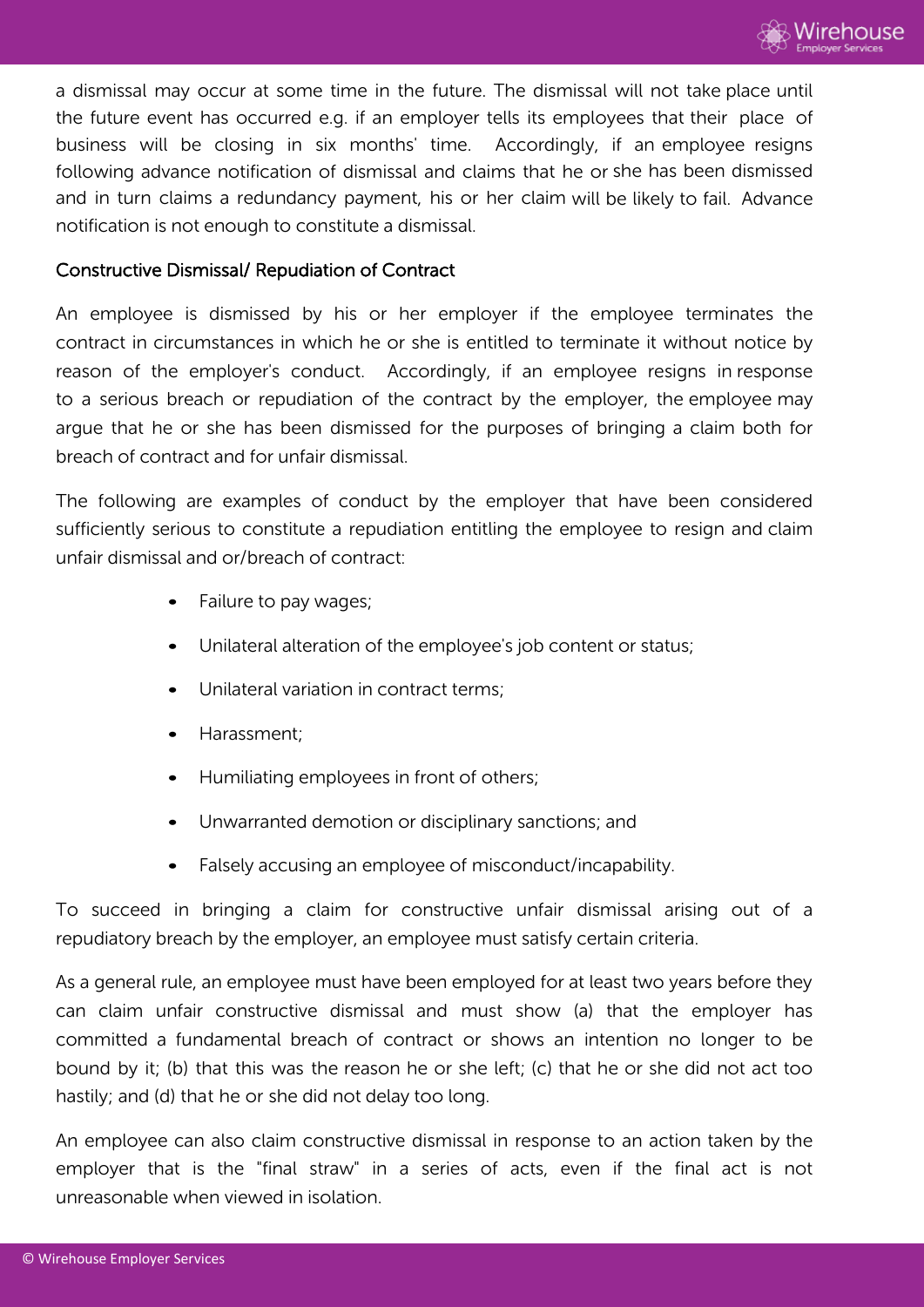a dismissal may occur at some time in the future. The dismissal will not take place until the future event has occurred e.g. if an employer tells its employees that their place of business will be closing in six months' time. Accordingly, if an employee resigns following advance notification of dismissal and claims that he or she has been dismissed and in turn claims a redundancy payment, his or her claim will be likely to fail. Advance notification is not enough to constitute a dismissal.

## Constructive Dismissal/ Repudiation of Contract

An employee is dismissed by his or her employer if the employee terminates the contract in circumstances in which he or she is entitled to terminate it without notice by reason of the employer's conduct. Accordingly, if an employee resigns in response to a serious breach or repudiation of the contract by the employer, the employee may argue that he or she has been dismissed for the purposes of bringing a claim both for breach of contract and for unfair dismissal.

The following are examples of conduct by the employer that have been considered sufficiently serious to constitute a repudiation entitling the employee to resign and claim unfair dismissal and or/breach of contract:

- Failure to pay wages;
- Unilateral alteration of the employee's job content or status;
- Unilateral variation in contract terms;
- Harassment;
- Humiliating employees in front of others;
- Unwarranted demotion or disciplinary sanctions; and
- Falsely accusing an employee of misconduct/incapability.

To succeed in bringing a claim for constructive unfair dismissal arising out of a repudiatory breach by the employer, an employee must satisfy certain criteria.

As a general rule, an employee must have been employed for at least two years before they can claim unfair constructive dismissal and must show (a) that the employer has committed a fundamental breach of contract or shows an intention no longer to be bound by it; (b) that this was the reason he or she left; (c) that he or she did not act too hastily; and (d) that he or she did not delay too long.

An employee can also claim constructive dismissal in response to an action taken by the employer that is the "final straw" in a series of acts, even if the final act is not unreasonable when viewed in isolation.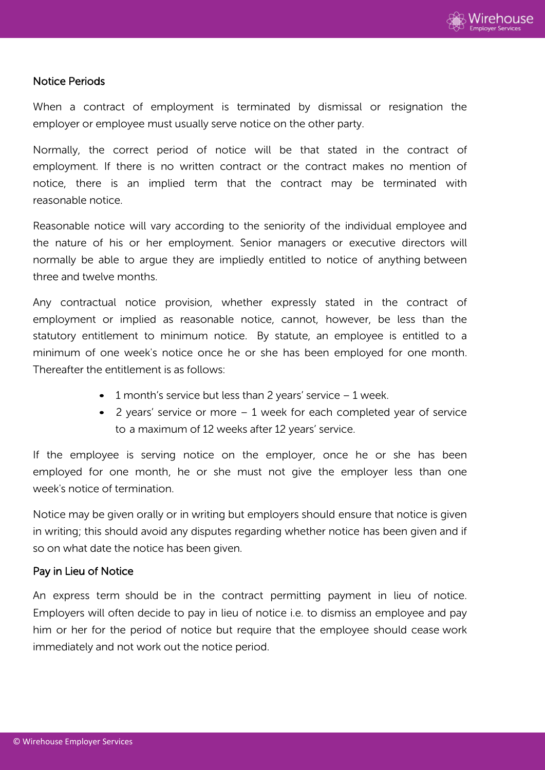## Notice Periods

When a contract of employment is terminated by dismissal or resignation the employer or employee must usually serve notice on the other party.

Normally, the correct period of notice will be that stated in the contract of employment. If there is no written contract or the contract makes no mention of notice, there is an implied term that the contract may be terminated with reasonable notice.

Reasonable notice will vary according to the seniority of the individual employee and the nature of his or her employment. Senior managers or executive directors will normally be able to argue they are impliedly entitled to notice of anything between three and twelve months.

Any contractual notice provision, whether expressly stated in the contract of employment or implied as reasonable notice, cannot, however, be less than the statutory entitlement to minimum notice. By statute, an employee is entitled to a minimum of one week's notice once he or she has been employed for one month. Thereafter the entitlement is as follows:

- 1 month's service but less than 2 years' service – 1 week.
- 2 years' service or more – 1 week for each completed year of service to a maximum of 12 weeks after 12 years' service.

If the employee is serving notice on the employer, once he or she has been employed for one month, he or she must not give the employer less than one week's notice of termination.

Notice may be given orally or in writing but employers should ensure that notice is given in writing; this should avoid any disputes regarding whether notice has been given and if so on what date the notice has been given.

## Pay in Lieu of Notice

An express term should be in the contract permitting payment in lieu of notice. Employers will often decide to pay in lieu of notice i.e. to dismiss an employee and pay him or her for the period of notice but require that the employee should cease work immediately and not work out the notice period.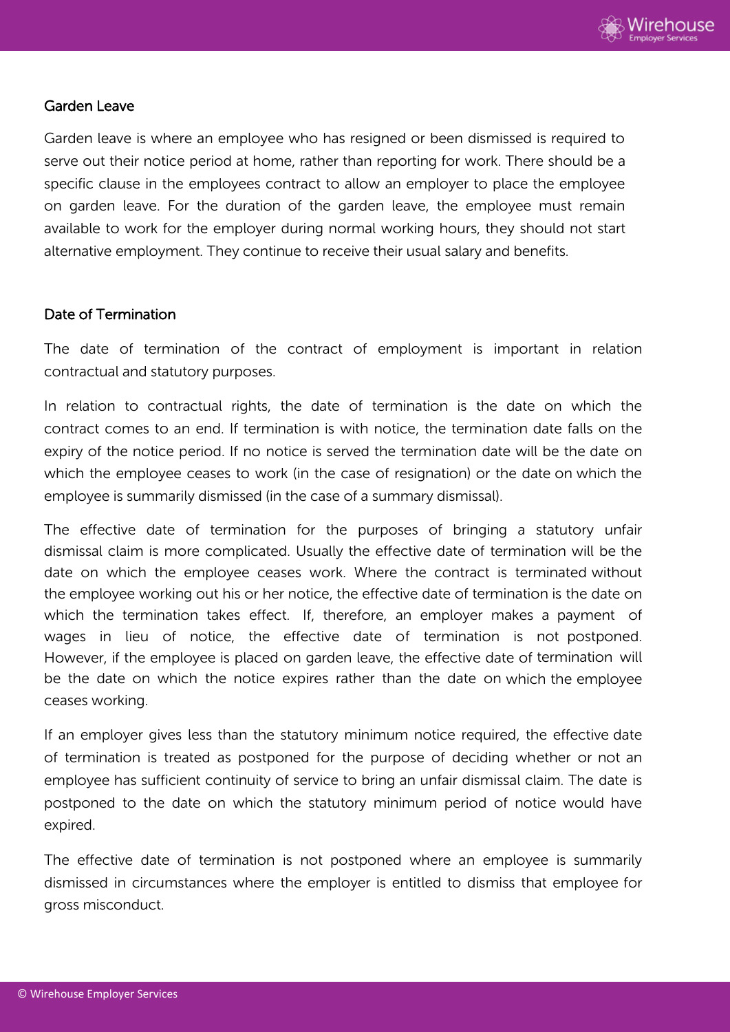## Garden Leave

Garden leave is where an employee who has resigned or been dismissed is required to serve out their notice period at home, rather than reporting for work. There should be a specific clause in the employees contract to allow an employer to place the employee on garden leave. For the duration of the garden leave, the employee must remain available to work for the employer during normal working hours, they should not start alternative employment. They continue to receive their usual salary and benefits.

## Date of Termination

The date of termination of the contract of employment is important in relation contractual and statutory purposes.

In relation to contractual rights, the date of termination is the date on which the contract comes to an end. If termination is with notice, the termination date falls on the expiry of the notice period. If no notice is served the termination date will be the date on which the employee ceases to work (in the case of resignation) or the date on which the employee is summarily dismissed (in the case of a summary dismissal).

The effective date of termination for the purposes of bringing a statutory unfair dismissal claim is more complicated. Usually the effective date of termination will be the date on which the employee ceases work. Where the contract is terminated without the employee working out his or her notice, the effective date of termination is the date on which the termination takes effect. If, therefore, an employer makes a payment of wages in lieu of notice, the effective date of termination is not postponed. However, if the employee is placed on garden leave, the effective date of termination will be the date on which the notice expires rather than the date on which the employee ceases working.

If an employer gives less than the statutory minimum notice required, the effective date of termination is treated as postponed for the purpose of deciding whether or not an employee has sufficient continuity of service to bring an unfair dismissal claim. The date is postponed to the date on which the statutory minimum period of notice would have expired.

The effective date of termination is not postponed where an employee is summarily dismissed in circumstances where the employer is entitled to dismiss that employee for gross misconduct.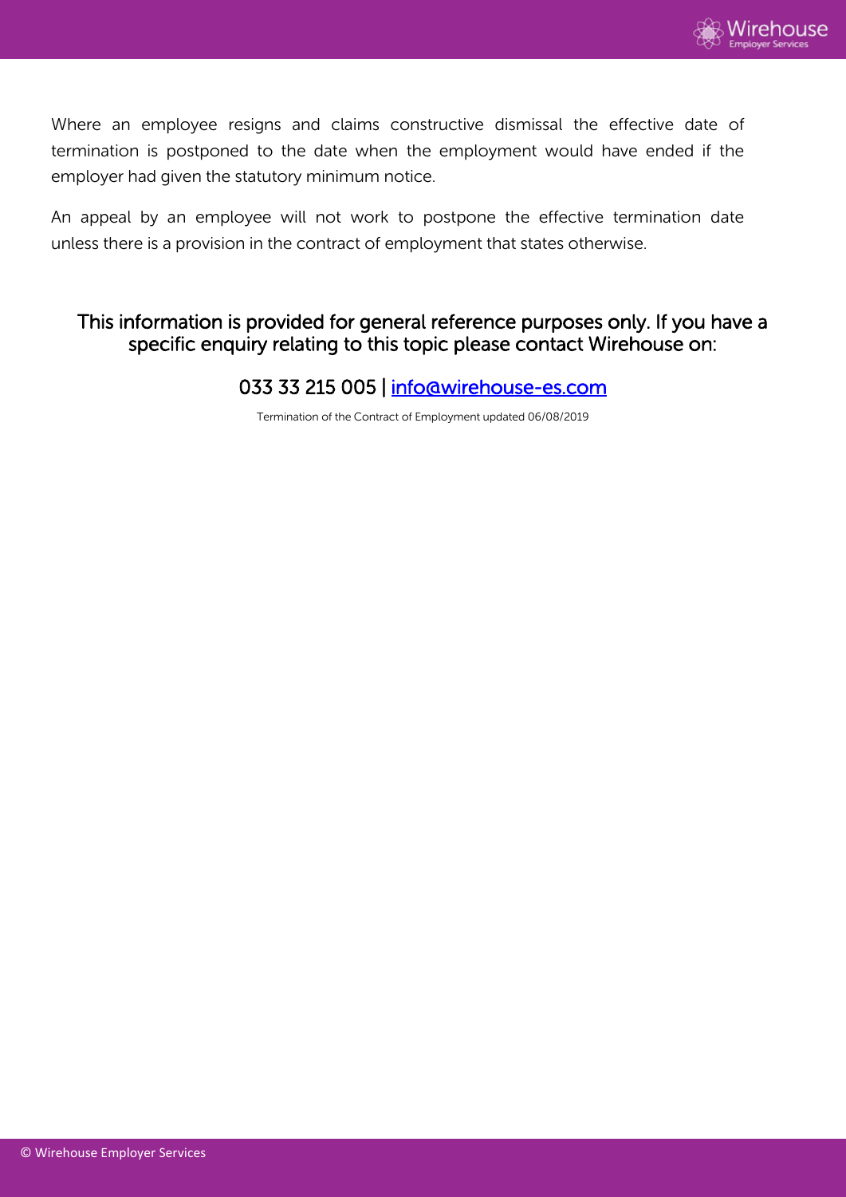Where an employee resigns and claims constructive dismissal the effective date of termination is postponed to the date when the employment would have ended if the employer had given the statutory minimum notice.

An appeal by an employee will not work to postpone the effective termination date unless there is a provision in the contract of employment that states otherwise.

This information is provided for general reference purposes only. If you have a specific enquiry relating to this topic please contact Wirehouse on:

033 33 215 005 | info@wirehouse-es.com

Termination of the Contract of Employment updated 06/08/2019